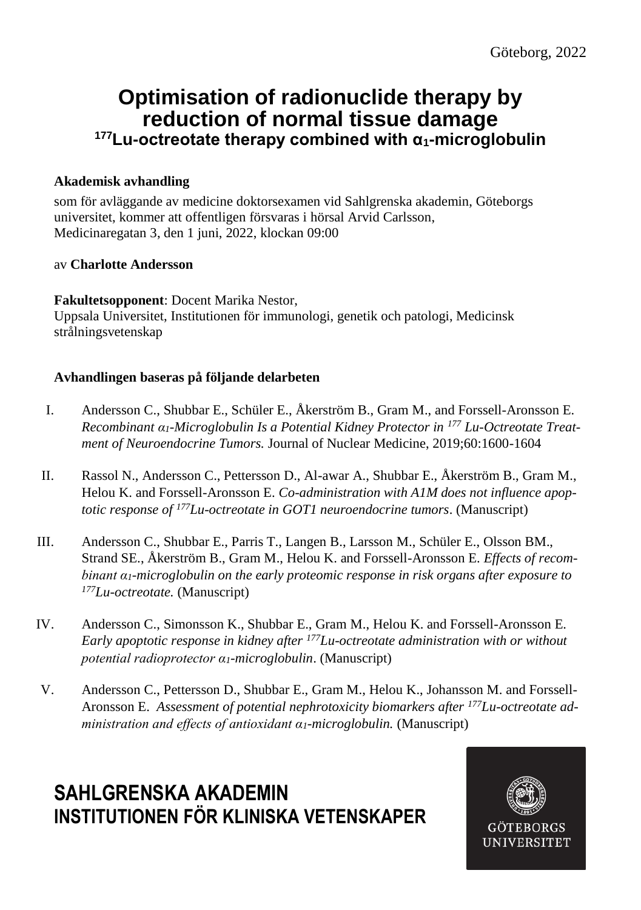Göteborg, 2022

# Optimisation of radionuclide therapy by reduction of normal tissue damage

## $^{177}$Lu-octreotate therapy combined with $\alpha_1$-microglobulin

**Akademisk avhandling**

som för avläggande av medicine doktorsexamen vid Sahlgrenska akademin, Göteborgs universitet, kommer att offentligen försvaras i hörsal Arvid Carlsson, Medicinaregatan 3, den 1 juni, 2022, klockan 09:00

av **Charlotte Andersson**

**Fakultetsopponent**: Docent Marika Nestor,
Uppsala Universitet, Institutionen för immunologi, genetik och patologi, Medicinsk strålningsvetenskap

**Avhandlingen baseras på följande delarbeten**

I. Andersson C., Shubbar E., Schüler E., Åkerström B., Gram M., and Forssell-Aronsson E. *Recombinant $\alpha_1$-Microglobulin Is a Potential Kidney Protector in $^{177}$ Lu-Octreotate Treatment of Neuroendocrine Tumors.* Journal of Nuclear Medicine, 2019;60:1600-1604

II. Rassol N., Andersson C., Pettersson D., Al-awar A., Shubbar E., Åkerström B., Gram M., Helou K. and Forssell-Aronsson E. *Co-administration with A1M does not influence apoptotic response of $^{177}$Lu-octreotate in GOT1 neuroendocrine tumors*. (Manuscript)

III. Andersson C., Shubbar E., Parris T., Langen B., Larsson M., Schüler E., Olsson BM., Strand SE., Åkerström B., Gram M., Helou K. and Forssell-Aronsson E. *Effects of recombinant $\alpha_1$-microglobulin on the early proteomic response in risk organs after exposure to $^{177}$Lu-octreotate.* (Manuscript)

IV. Andersson C., Simonsson K., Shubbar E., Gram M., Helou K. and Forssell-Aronsson E. *Early apoptotic response in kidney after $^{177}$Lu-octreotate administration with or without potential radioprotector $\alpha_1$-microglobulin*. (Manuscript)

V. Andersson C., Pettersson D., Shubbar E., Gram M., Helou K., Johansson M. and Forssell-Aronsson E. *Assessment of potential nephrotoxicity biomarkers after $^{177}$Lu-octreotate administration and effects of antioxidant $\alpha_1$-microglobulin.* (Manuscript)

**SAHLGRENSKA AKADEMIN**
**INSTITUTIONEN FÖR KLINISKA VETENSKAPER**

GÖTEBORGS UNIVERSITET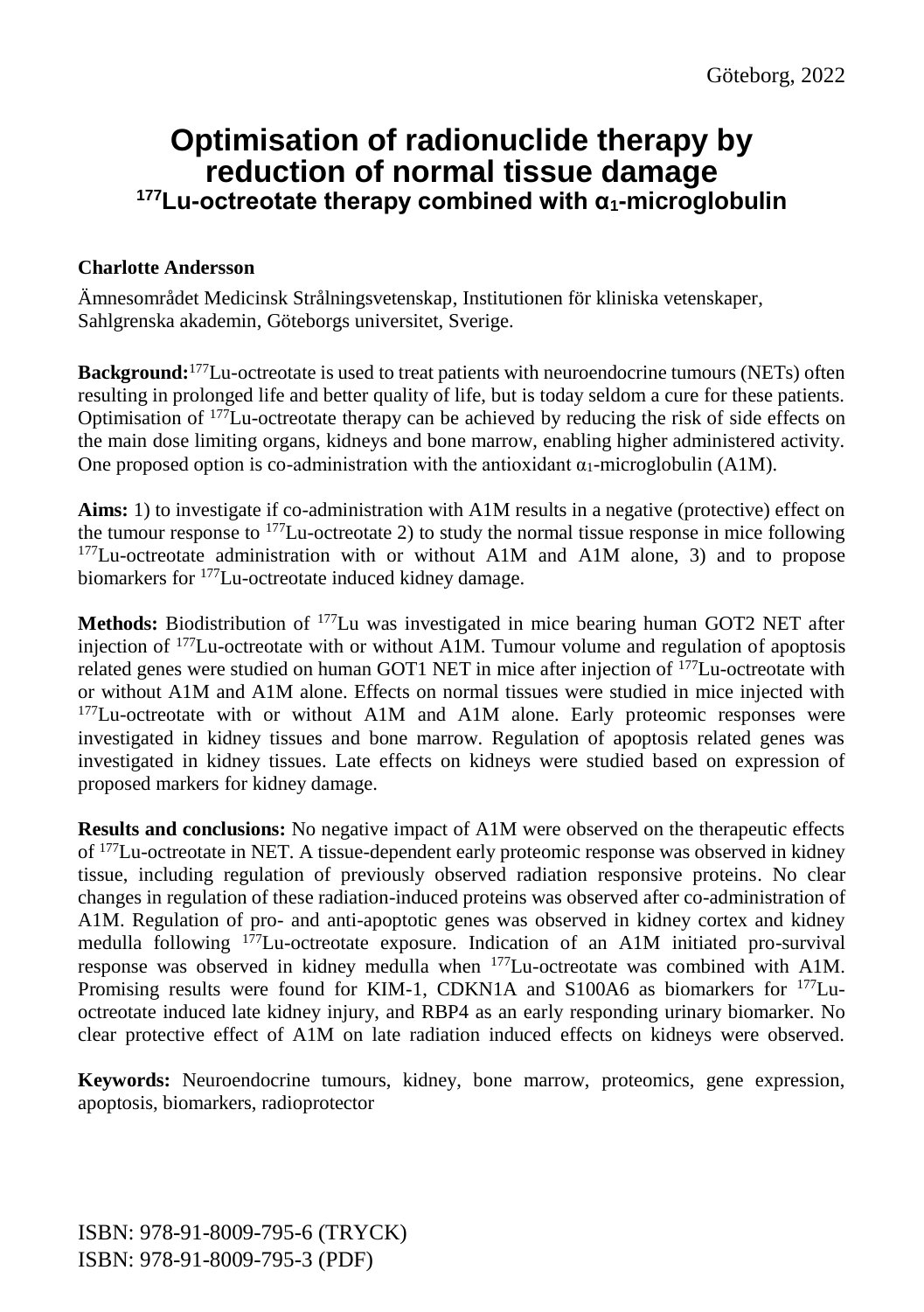Göteborg, 2022

# Optimisation of radionuclide therapy by reduction of normal tissue damage

## $^{177}$Lu-octreotate therapy combined with $\alpha_1$-microglobulin

**Charlotte Andersson**

Ämnesområdet Medicinsk Strålningsvetenskap, Institutionen för kliniska vetenskaper, Sahlgrenska akademin, Göteborgs universitet, Sverige.

**Background:** $^{177}$Lu-octreotate is used to treat patients with neuroendocrine tumours (NETs) often resulting in prolonged life and better quality of life, but is today seldom a cure for these patients. Optimisation of $^{177}$Lu-octreotate therapy can be achieved by reducing the risk of side effects on the main dose limiting organs, kidneys and bone marrow, enabling higher administered activity. One proposed option is co-administration with the antioxidant $\alpha_1$-microglobulin (A1M).

**Aims:** 1) to investigate if co-administration with A1M results in a negative (protective) effect on the tumour response to $^{177}$Lu-octreotate 2) to study the normal tissue response in mice following $^{177}$Lu-octreotate administration with or without A1M and A1M alone, 3) and to propose biomarkers for $^{177}$Lu-octreotate induced kidney damage.

**Methods:** Biodistribution of $^{177}$Lu was investigated in mice bearing human GOT2 NET after injection of $^{177}$Lu-octreotate with or without A1M. Tumour volume and regulation of apoptosis related genes were studied on human GOT1 NET in mice after injection of $^{177}$Lu-octreotate with or without A1M and A1M alone. Effects on normal tissues were studied in mice injected with $^{177}$Lu-octreotate with or without A1M and A1M alone. Early proteomic responses were investigated in kidney tissues and bone marrow. Regulation of apoptosis related genes was investigated in kidney tissues. Late effects on kidneys were studied based on expression of proposed markers for kidney damage.

**Results and conclusions:** No negative impact of A1M were observed on the therapeutic effects of $^{177}$Lu-octreotate in NET. A tissue-dependent early proteomic response was observed in kidney tissue, including regulation of previously observed radiation responsive proteins. No clear changes in regulation of these radiation-induced proteins was observed after co-administration of A1M. Regulation of pro- and anti-apoptotic genes was observed in kidney cortex and kidney medulla following $^{177}$Lu-octreotate exposure. Indication of an A1M initiated pro-survival response was observed in kidney medulla when $^{177}$Lu-octreotate was combined with A1M. Promising results were found for KIM-1, CDKN1A and S100A6 as biomarkers for $^{177}$Lu-octreotate induced late kidney injury, and RBP4 as an early responding urinary biomarker. No clear protective effect of A1M on late radiation induced effects on kidneys were observed.

**Keywords:** Neuroendocrine tumours, kidney, bone marrow, proteomics, gene expression, apoptosis, biomarkers, radioprotector

ISBN: 978-91-8009-795-6 (TRYCK)
ISBN: 978-91-8009-795-3 (PDF)